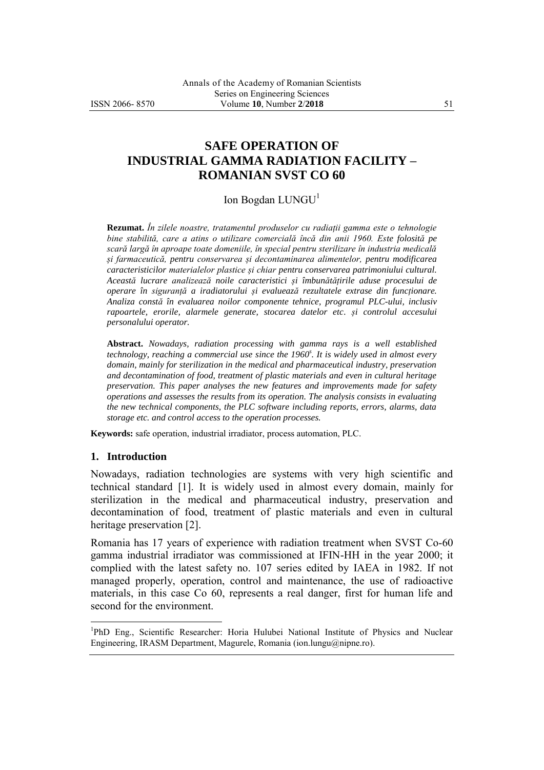# SAFE OPERATION OF INDUSTRIAL GAMMA RADIATION FACILITY – ROMANIAN SVST CO 60

Ion Bogdan LUNGU[1]

**Rezumat.** *În zilele noastre, tratamentul produselor cu radiații gamma este o tehnologie bine stabilită, care a atins o utilizare comercială încă din anii 1960. Este folosită pe scară largă în aproape toate domeniile, în special pentru sterilizare în industria medicală și farmaceutică, pentru conservarea și decontaminarea alimentelor, pentru modificarea caracteristicilor materialelor plastice și chiar pentru conservarea patrimoniului cultural. Această lucrare analizează noile caracteristici și îmbunătățirile aduse procesului de operare în siguranță a iradiatorului și evaluează rezultatele extrase din funcționare. Analiza constă în evaluarea noilor componente tehnice, programul PLC-ului, inclusiv rapoartele, erorile, alarmele generate, stocarea datelor etc. și controlul accesului personalului operator.*

**Abstract.** *Nowadays, radiation processing with gamma rays is a well established technology, reaching a commercial use since the 1960's. It is widely used in almost every domain, mainly for sterilization in the medical and pharmaceutical industry, preservation and decontamination of food, treatment of plastic materials and even in cultural heritage preservation. This paper analyses the new features and improvements made for safety operations and assesses the results from its operation. The analysis consists in evaluating the new technical components, the PLC software including reports, errors, alarms, data storage etc. and control access to the operation processes.*

**Keywords:** safe operation, industrial irradiator, process automation, PLC.

## 1. Introduction

Nowadays, radiation technologies are systems with very high scientific and technical standard [1]. It is widely used in almost every domain, mainly for sterilization in the medical and pharmaceutical industry, preservation and decontamination of food, treatment of plastic materials and even in cultural heritage preservation [2].

Romania has 17 years of experience with radiation treatment when SVST Co-60 gamma industrial irradiator was commissioned at IFIN-HH in the year 2000; it complied with the latest safety no. 107 series edited by IAEA in 1982. If not managed properly, operation, control and maintenance, the use of radioactive materials, in this case Co 60, represents a real danger, first for human life and second for the environment.

[1]PhD Eng., Scientific Researcher: Horia Hulubei National Institute of Physics and Nuclear Engineering, IRASM Department, Magurele, Romania (ion.lungu@nipne.ro).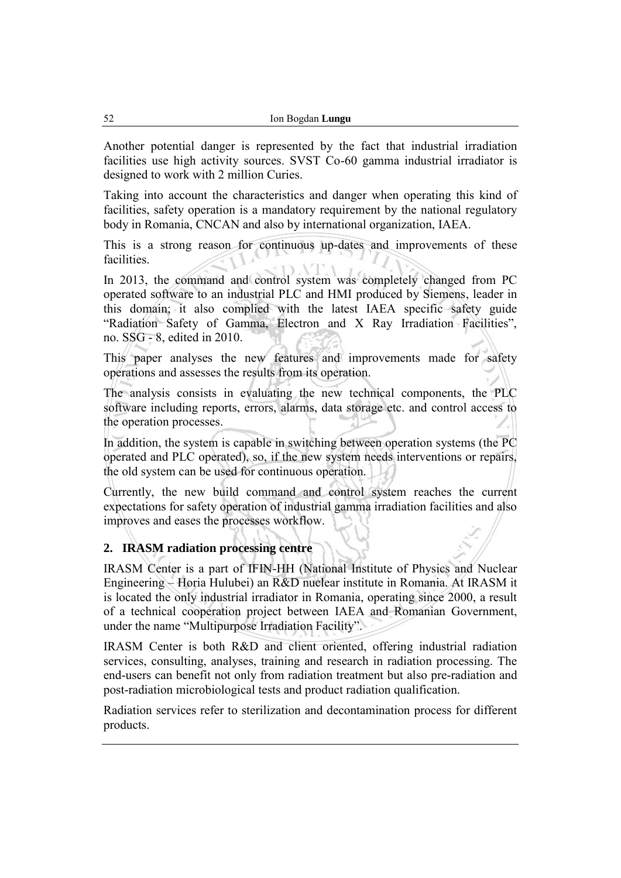Another potential danger is represented by the fact that industrial irradiation facilities use high activity sources. SVST Co-60 gamma industrial irradiator is designed to work with 2 million Curies.

Taking into account the characteristics and danger when operating this kind of facilities, safety operation is a mandatory requirement by the national regulatory body in Romania, CNCAN and also by international organization, IAEA.

This is a strong reason for continuous up-dates and improvements of these facilities.

In 2013, the command and control system was completely changed from PC operated software to an industrial PLC and HMI produced by Siemens, leader in this domain; it also complied with the latest IAEA specific safety guide "Radiation Safety of Gamma, Electron and X Ray Irradiation Facilities", no. SSG - 8, edited in 2010.

This paper analyses the new features and improvements made for safety operations and assesses the results from its operation.

The analysis consists in evaluating the new technical components, the PLC software including reports, errors, alarms, data storage etc. and control access to the operation processes.

In addition, the system is capable in switching between operation systems (the PC operated and PLC operated), so, if the new system needs interventions or repairs, the old system can be used for continuous operation.

Currently, the new build command and control system reaches the current expectations for safety operation of industrial gamma irradiation facilities and also improves and eases the processes workflow.

## 2. IRASM radiation processing centre

IRASM Center is a part of IFIN-HH (National Institute of Physics and Nuclear Engineering – Horia Hulubei) an R&D nuclear institute in Romania. At IRASM it is located the only industrial irradiator in Romania, operating since 2000, a result of a technical cooperation project between IAEA and Romanian Government, under the name "Multipurpose Irradiation Facility".

IRASM Center is both R&D and client oriented, offering industrial radiation services, consulting, analyses, training and research in radiation processing. The end-users can benefit not only from radiation treatment but also pre-radiation and post-radiation microbiological tests and product radiation qualification.

Radiation services refer to sterilization and decontamination process for different products.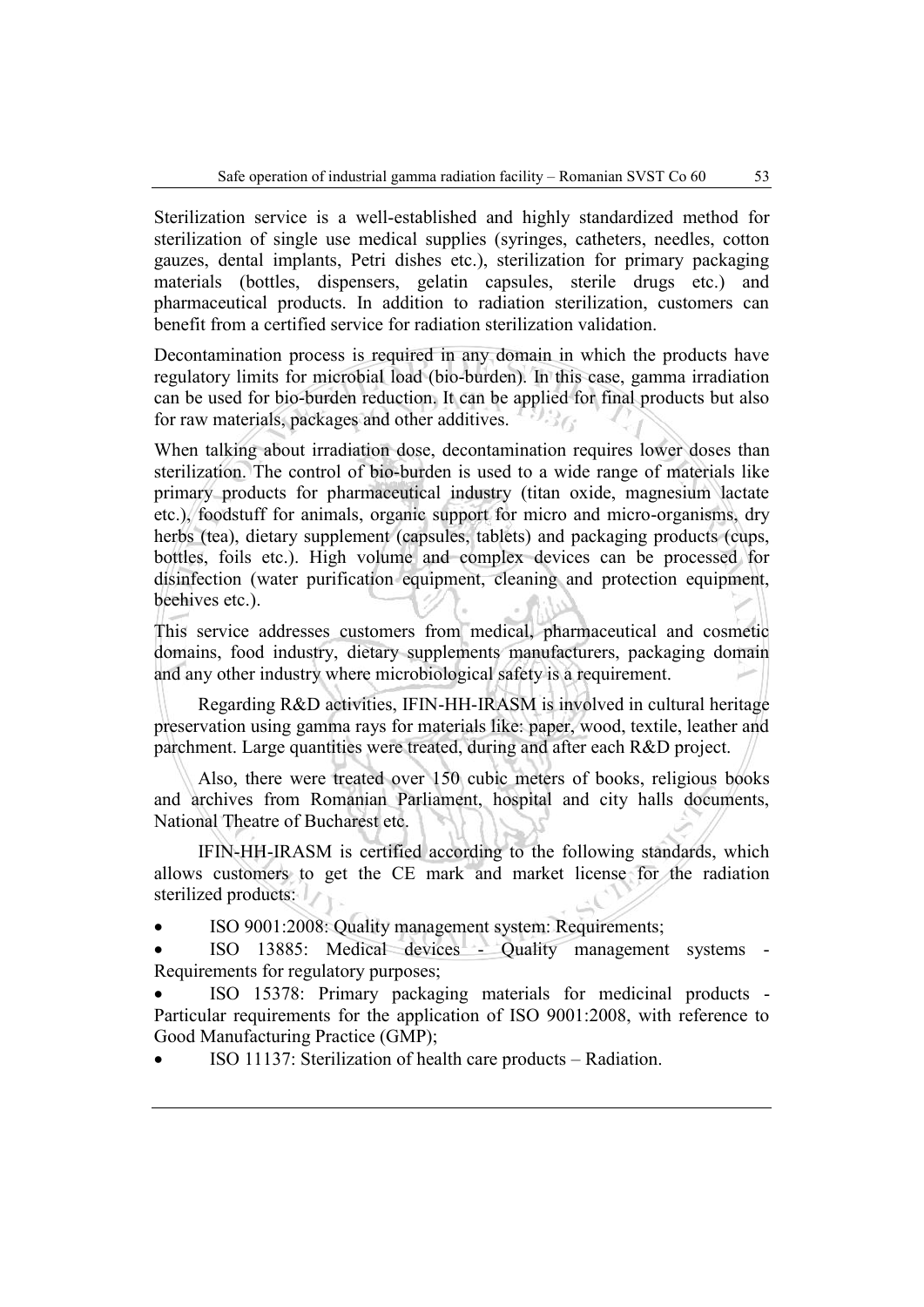Sterilization service is a well-established and highly standardized method for sterilization of single use medical supplies (syringes, catheters, needles, cotton gauzes, dental implants, Petri dishes etc.), sterilization for primary packaging materials (bottles, dispensers, gelatin capsules, sterile drugs etc.) and pharmaceutical products. In addition to radiation sterilization, customers can benefit from a certified service for radiation sterilization validation.

Decontamination process is required in any domain in which the products have regulatory limits for microbial load (bio-burden). In this case, gamma irradiation can be used for bio-burden reduction. It can be applied for final products but also for raw materials, packages and other additives.

When talking about irradiation dose, decontamination requires lower doses than sterilization. The control of bio-burden is used to a wide range of materials like primary products for pharmaceutical industry (titan oxide, magnesium lactate etc.), foodstuff for animals, organic support for micro and micro-organisms, dry herbs (tea), dietary supplement (capsules, tablets) and packaging products (cups, bottles, foils etc.). High volume and complex devices can be processed for disinfection (water purification equipment, cleaning and protection equipment, beehives etc.).

This service addresses customers from medical, pharmaceutical and cosmetic domains, food industry, dietary supplements manufacturers, packaging domain and any other industry where microbiological safety is a requirement.

Regarding R&D activities, IFIN-HH-IRASM is involved in cultural heritage preservation using gamma rays for materials like: paper, wood, textile, leather and parchment. Large quantities were treated, during and after each R&D project.

Also, there were treated over 150 cubic meters of books, religious books and archives from Romanian Parliament, hospital and city halls documents, National Theatre of Bucharest etc.

IFIN-HH-IRASM is certified according to the following standards, which allows customers to get the CE mark and market license for the radiation sterilized products:

- ISO 9001:2008: Quality management system: Requirements;
- ISO 13885: Medical devices - Quality management systems - Requirements for regulatory purposes;
- ISO 15378: Primary packaging materials for medicinal products - Particular requirements for the application of ISO 9001:2008, with reference to Good Manufacturing Practice (GMP);
- ISO 11137: Sterilization of health care products – Radiation.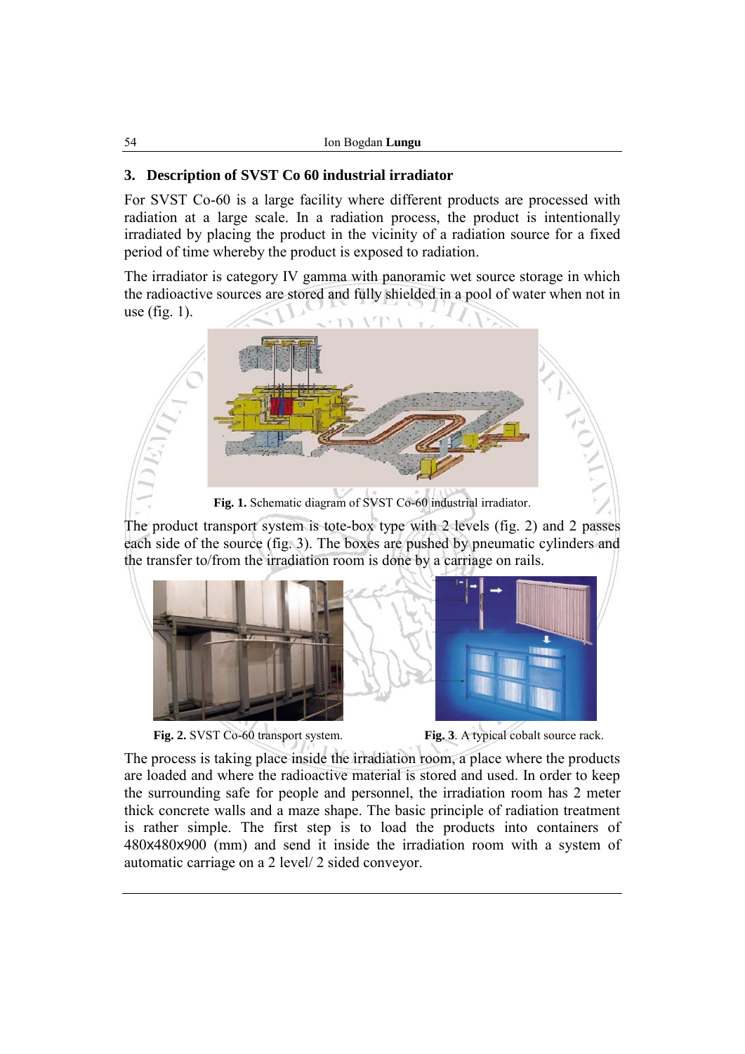## 3. Description of SVST Co 60 industrial irradiator

For SVST Co-60 is a large facility where different products are processed with radiation at a large scale. In a radiation process, the product is intentionally irradiated by placing the product in the vicinity of a radiation source for a fixed period of time whereby the product is exposed to radiation.

The irradiator is category IV gamma with panoramic wet source storage in which the radioactive sources are stored and fully shielded in a pool of water when not in use (fig. 1).

**Fig. 1.** Schematic diagram of SVST Co-60 industrial irradiator.

The product transport system is tote-box type with 2 levels (fig. 2) and 2 passes each side of the source (fig. 3). The boxes are pushed by pneumatic cylinders and the transfer to/from the irradiation room is done by a carriage on rails.

**Fig. 2.** SVST Co-60 transport system.

**Fig. 3**. A typical cobalt source rack.

The process is taking place inside the irradiation room, a place where the products are loaded and where the radioactive material is stored and used. In order to keep the surrounding safe for people and personnel, the irradiation room has 2 meter thick concrete walls and a maze shape. The basic principle of radiation treatment is rather simple. The first step is to load the products into containers of 480x480x900 (mm) and send it inside the irradiation room with a system of automatic carriage on a 2 level/ 2 sided conveyor.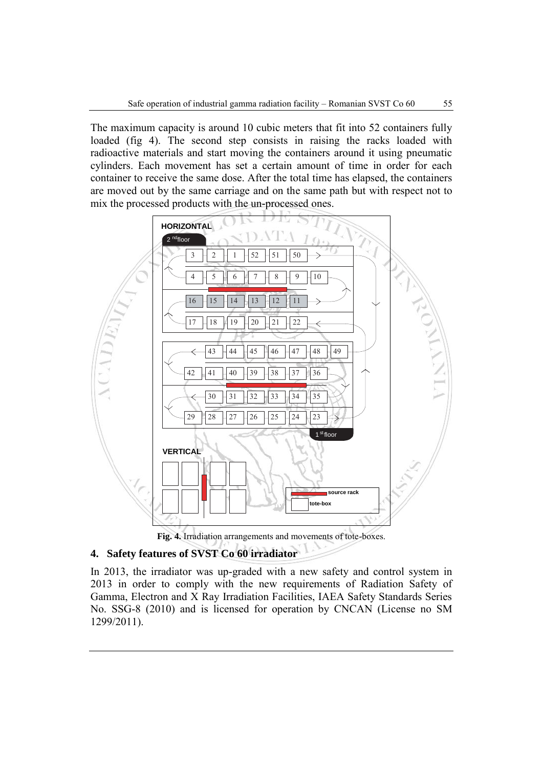The maximum capacity is around 10 cubic meters that fit into 52 containers fully loaded (fig 4). The second step consists in raising the racks loaded with radioactive materials and start moving the containers around it using pneumatic cylinders. Each movement has set a certain amount of time in order for each container to receive the same dose. After the total time has elapsed, the containers are moved out by the same carriage and on the same path but with respect not to mix the processed products with the un-processed ones.

**Fig. 4.** Irradiation arrangements and movements of tote-boxes.

## 4. Safety features of SVST Co 60 irradiator

In 2013, the irradiator was up-graded with a new safety and control system in 2013 in order to comply with the new requirements of Radiation Safety of Gamma, Electron and X Ray Irradiation Facilities, IAEA Safety Standards Series No. SSG-8 (2010) and is licensed for operation by CNCAN (License no SM 1299/2011).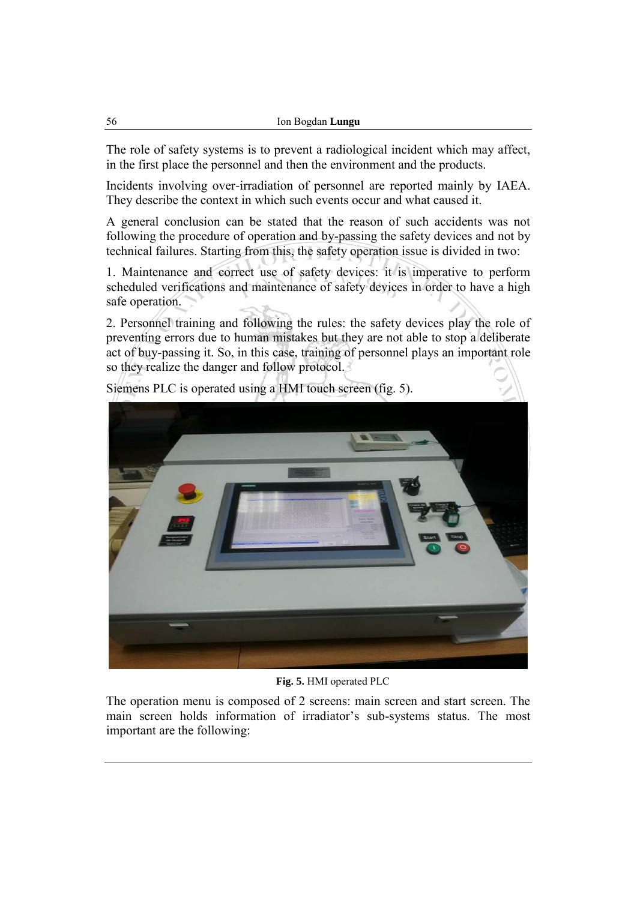The role of safety systems is to prevent a radiological incident which may affect, in the first place the personnel and then the environment and the products.

Incidents involving over-irradiation of personnel are reported mainly by IAEA. They describe the context in which such events occur and what caused it.

A general conclusion can be stated that the reason of such accidents was not following the procedure of operation and by-passing the safety devices and not by technical failures. Starting from this, the safety operation issue is divided in two:

1. Maintenance and correct use of safety devices: it is imperative to perform scheduled verifications and maintenance of safety devices in order to have a high safe operation.

2. Personnel training and following the rules: the safety devices play the role of preventing errors due to human mistakes but they are not able to stop a deliberate act of buy-passing it. So, in this case, training of personnel plays an important role so they realize the danger and follow protocol.

Siemens PLC is operated using a HMI touch screen (fig. 5).

**Fig. 5.** HMI operated PLC

The operation menu is composed of 2 screens: main screen and start screen. The main screen holds information of irradiator's sub-systems status. The most important are the following: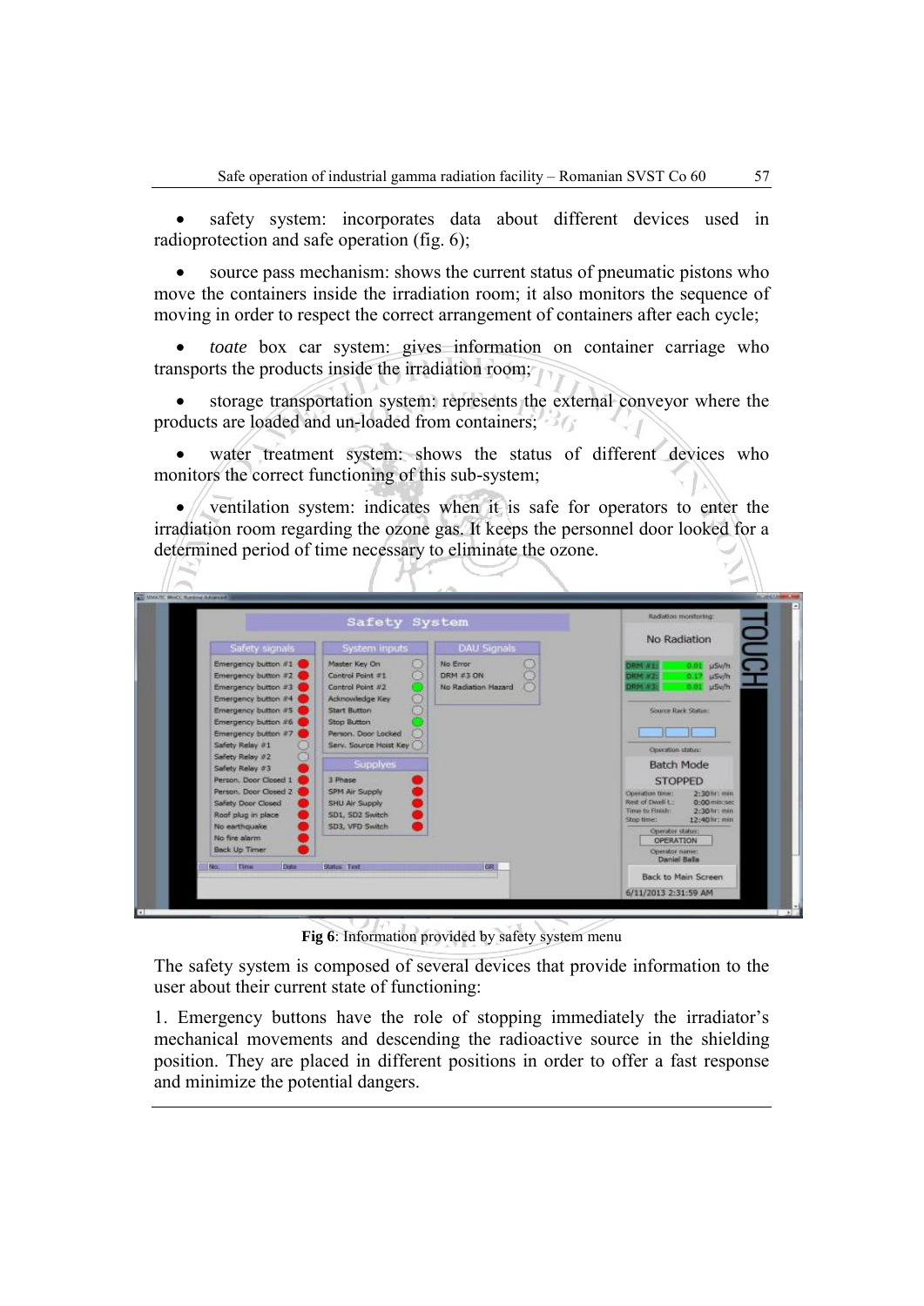- safety system: incorporates data about different devices used in radioprotection and safe operation (fig. 6);

- source pass mechanism: shows the current status of pneumatic pistons who move the containers inside the irradiation room; it also monitors the sequence of moving in order to respect the correct arrangement of containers after each cycle;

- *toate* box car system: gives information on container carriage who transports the products inside the irradiation room;

- storage transportation system: represents the external conveyor where the products are loaded and un-loaded from containers;

- water treatment system: shows the status of different devices who monitors the correct functioning of this sub-system;

- ventilation system: indicates when it is safe for operators to enter the irradiation room regarding the ozone gas. It keeps the personnel door looked for a determined period of time necessary to eliminate the ozone.

**Fig 6**: Information provided by safety system menu

The safety system is composed of several devices that provide information to the user about their current state of functioning:

1. Emergency buttons have the role of stopping immediately the irradiator's mechanical movements and descending the radioactive source in the shielding position. They are placed in different positions in order to offer a fast response and minimize the potential dangers.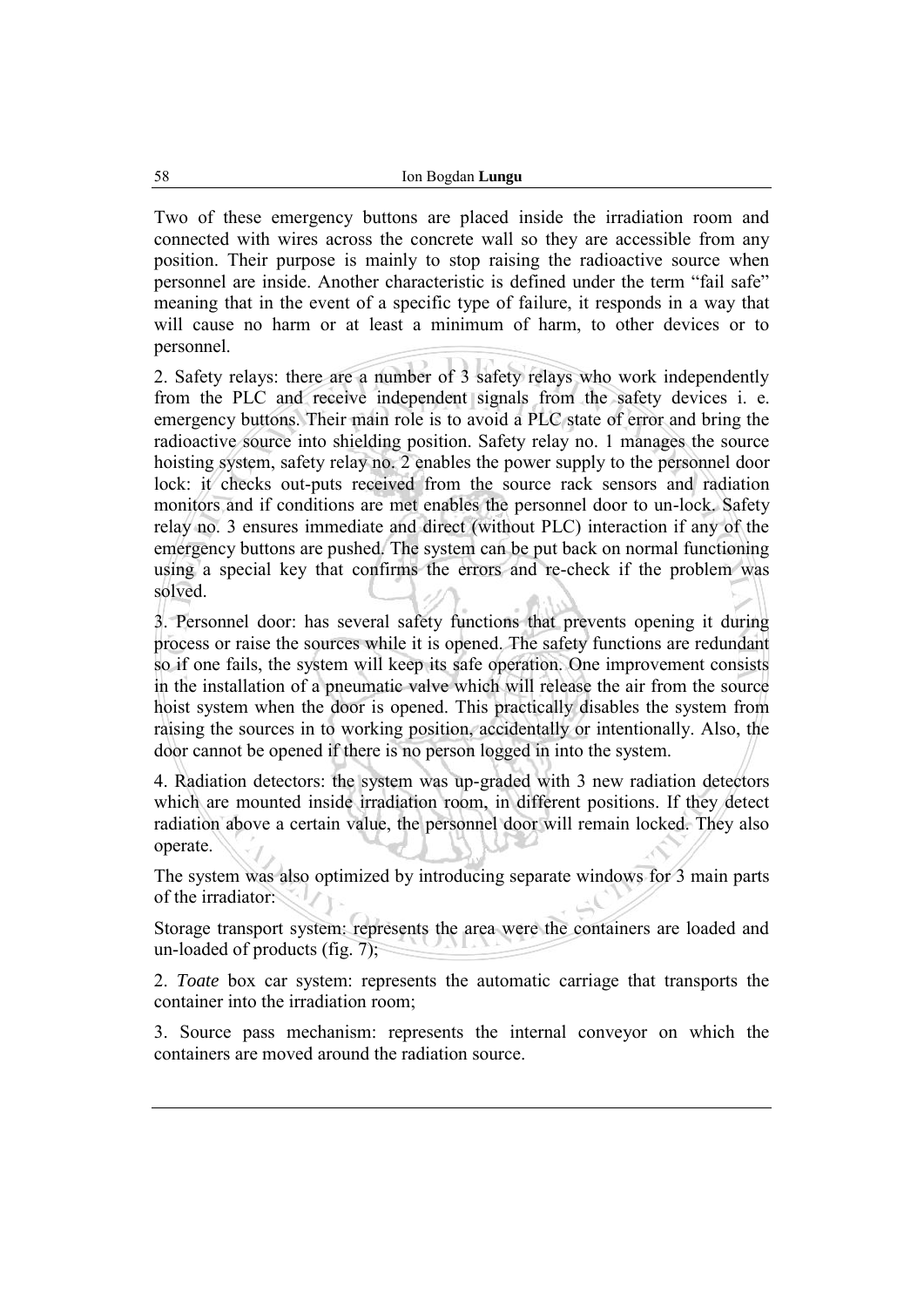Two of these emergency buttons are placed inside the irradiation room and connected with wires across the concrete wall so they are accessible from any position. Their purpose is mainly to stop raising the radioactive source when personnel are inside. Another characteristic is defined under the term "fail safe" meaning that in the event of a specific type of failure, it responds in a way that will cause no harm or at least a minimum of harm, to other devices or to personnel.

2. Safety relays: there are a number of 3 safety relays who work independently from the PLC and receive independent signals from the safety devices i. e. emergency buttons. Their main role is to avoid a PLC state of error and bring the radioactive source into shielding position. Safety relay no. 1 manages the source hoisting system, safety relay no. 2 enables the power supply to the personnel door lock: it checks out-puts received from the source rack sensors and radiation monitors and if conditions are met enables the personnel door to un-lock. Safety relay no. 3 ensures immediate and direct (without PLC) interaction if any of the emergency buttons are pushed. The system can be put back on normal functioning using a special key that confirms the errors and re-check if the problem was solved.

3. Personnel door: has several safety functions that prevents opening it during process or raise the sources while it is opened. The safety functions are redundant so if one fails, the system will keep its safe operation. One improvement consists in the installation of a pneumatic valve which will release the air from the source hoist system when the door is opened. This practically disables the system from raising the sources in to working position, accidentally or intentionally. Also, the door cannot be opened if there is no person logged in into the system.

4. Radiation detectors: the system was up-graded with 3 new radiation detectors which are mounted inside irradiation room, in different positions. If they detect radiation above a certain value, the personnel door will remain locked. They also operate.

The system was also optimized by introducing separate windows for 3 main parts of the irradiator:

Storage transport system: represents the area were the containers are loaded and un-loaded of products (fig. 7);

2. *Toate* box car system: represents the automatic carriage that transports the container into the irradiation room;

3. Source pass mechanism: represents the internal conveyor on which the containers are moved around the radiation source.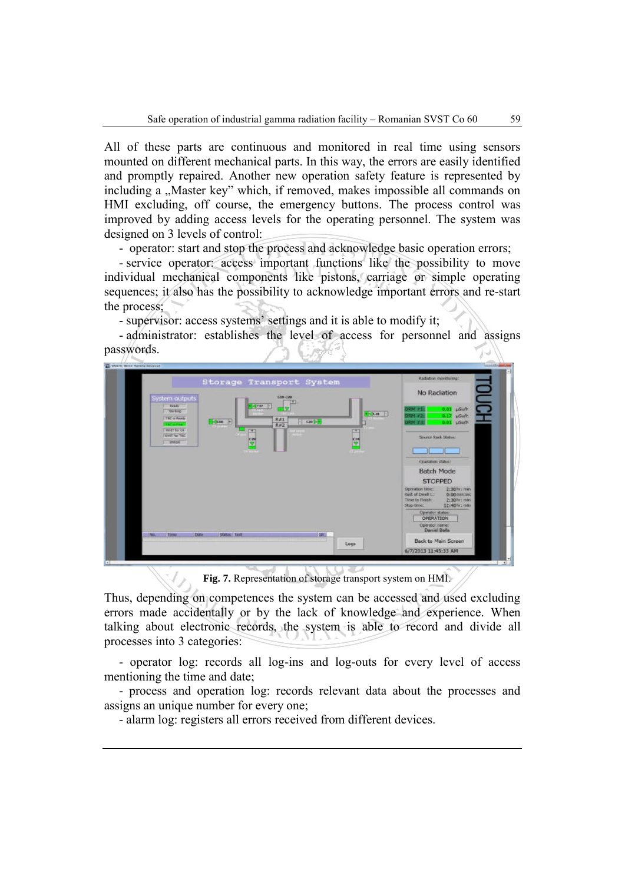All of these parts are continuous and monitored in real time using sensors mounted on different mechanical parts. In this way, the errors are easily identified and promptly repaired. Another new operation safety feature is represented by including a „Master key" which, if removed, makes impossible all commands on HMI excluding, off course, the emergency buttons. The process control was improved by adding access levels for the operating personnel. The system was designed on 3 levels of control:

- operator: start and stop the process and acknowledge basic operation errors;
- service operator: access important functions like the possibility to move individual mechanical components like pistons, carriage or simple operating sequences; it also has the possibility to acknowledge important errors and re-start the process;
- supervisor: access systems' settings and it is able to modify it;
- administrator: establishes the level of access for personnel and assigns passwords.

**Fig. 7.** Representation of storage transport system on HMI.

Thus, depending on competences the system can be accessed and used excluding errors made accidentally or by the lack of knowledge and experience. When talking about electronic records, the system is able to record and divide all processes into 3 categories:

- operator log: records all log-ins and log-outs for every level of access mentioning the time and date;
- process and operation log: records relevant data about the processes and assigns an unique number for every one;
- alarm log: registers all errors received from different devices.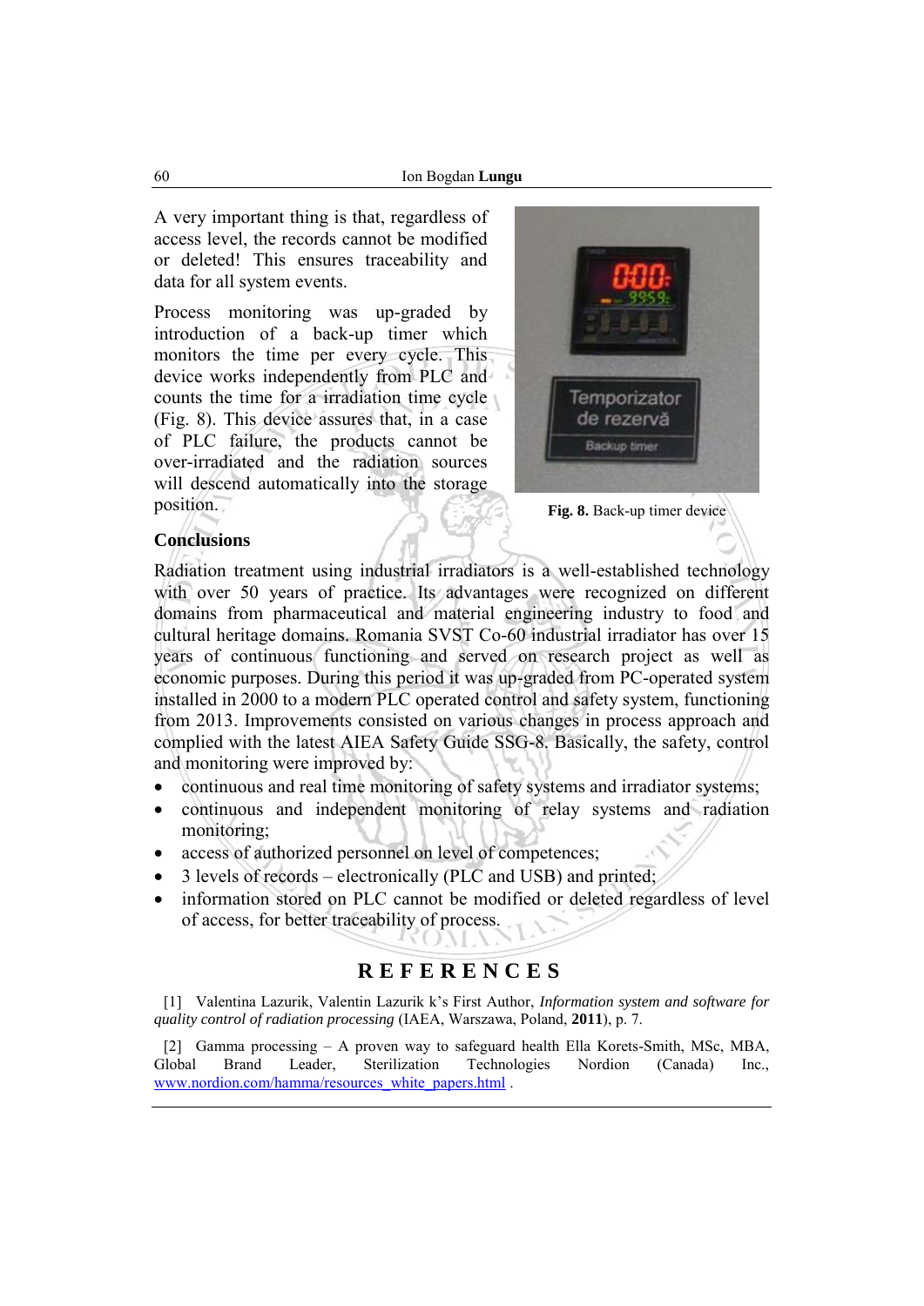A very important thing is that, regardless of access level, the records cannot be modified or deleted! This ensures traceability and data for all system events.

Process monitoring was up-graded by introduction of a back-up timer which monitors the time per every cycle. This device works independently from PLC and counts the time for a irradiation time cycle (Fig. 8). This device assures that, in a case of PLC failure, the products cannot be over-irradiated and the radiation sources will descend automatically into the storage position.

**Fig. 8.** Back-up timer device

## Conclusions

Radiation treatment using industrial irradiators is a well-established technology with over 50 years of practice. Its advantages were recognized on different domains from pharmaceutical and material engineering industry to food and cultural heritage domains. Romania SVST Co-60 industrial irradiator has over 15 years of continuous functioning and served on research project as well as economic purposes. During this period it was up-graded from PC-operated system installed in 2000 to a modern PLC operated control and safety system, functioning from 2013. Improvements consisted on various changes in process approach and complied with the latest AIEA Safety Guide SSG-8. Basically, the safety, control and monitoring were improved by:

- continuous and real time monitoring of safety systems and irradiator systems;
- continuous and independent monitoring of relay systems and radiation monitoring;
- access of authorized personnel on level of competences;
- 3 levels of records – electronically (PLC and USB) and printed;
- information stored on PLC cannot be modified or deleted regardless of level of access, for better traceability of process.

## R E F E R E N C E S

[1] Valentina Lazurik, Valentin Lazurik k's First Author, *Information system and software for quality control of radiation processing* (IAEA, Warszawa, Poland, **2011**), p. 7.

[2] Gamma processing – A proven way to safeguard health Ella Korets-Smith, MSc, MBA, Global Brand Leader, Sterilization Technologies Nordion (Canada) Inc., www.nordion.com/hamma/resources_white_papers.html .